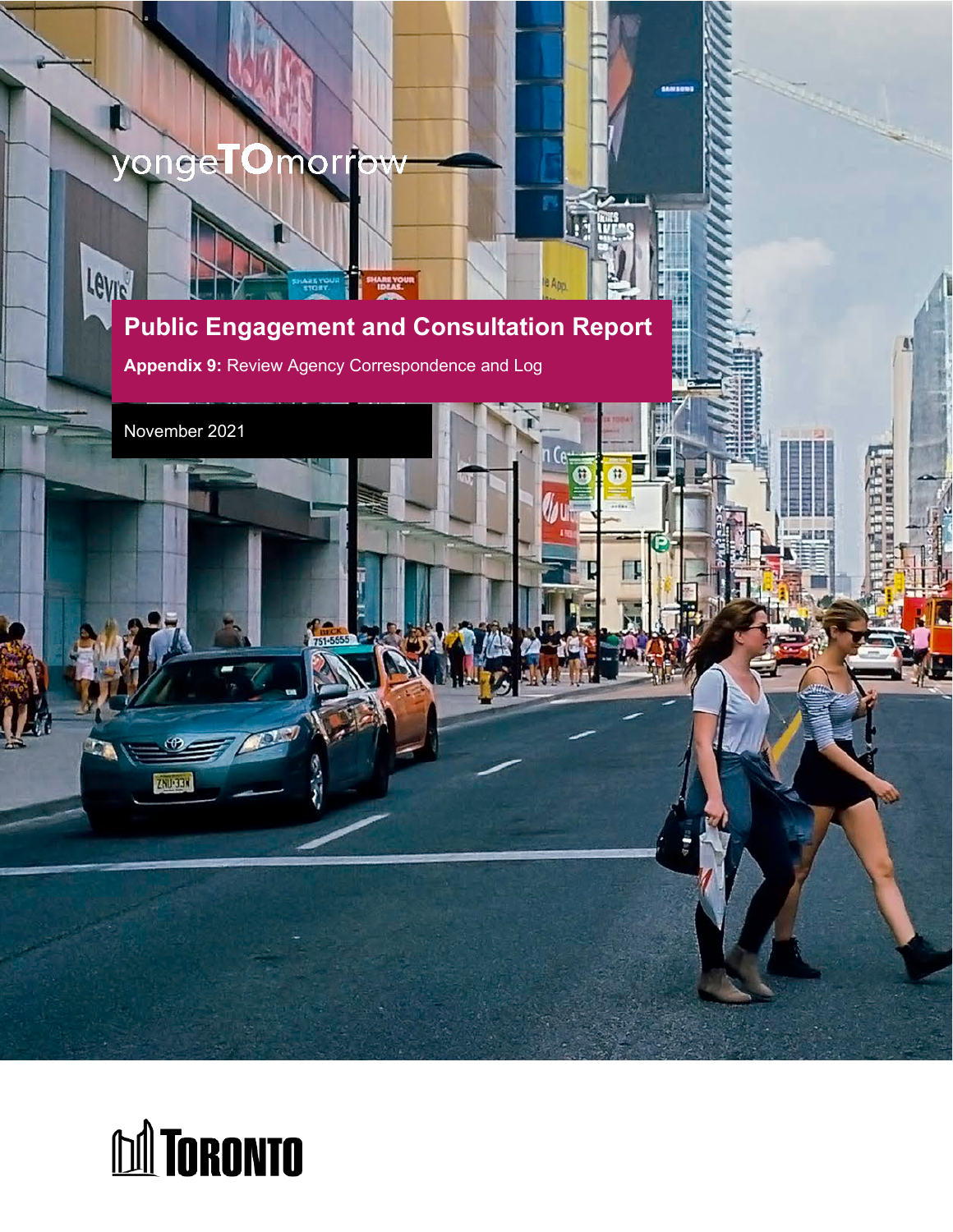yongeTOmorrow

# Public Engagement and Consultation Report

**Appendix 9:** Review Agency Correspondence and Log

November 2021

TORONTO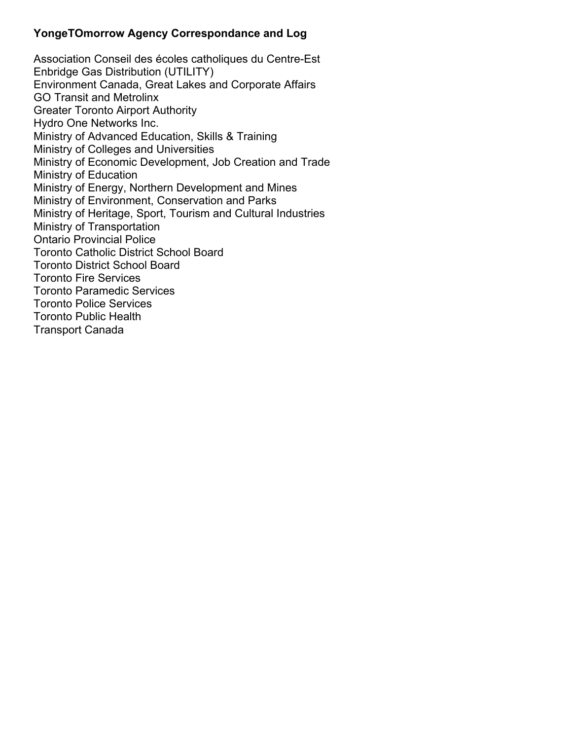**YongeTOmorrow Agency Correspondance and Log**

Association Conseil des écoles catholiques du Centre-Est
Enbridge Gas Distribution (UTILITY)
Environment Canada, Great Lakes and Corporate Affairs
GO Transit and Metrolinx
Greater Toronto Airport Authority
Hydro One Networks Inc.
Ministry of Advanced Education, Skills & Training
Ministry of Colleges and Universities
Ministry of Economic Development, Job Creation and Trade
Ministry of Education
Ministry of Energy, Northern Development and Mines
Ministry of Environment, Conservation and Parks
Ministry of Heritage, Sport, Tourism and Cultural Industries
Ministry of Transportation
Ontario Provincial Police
Toronto Catholic District School Board
Toronto District School Board
Toronto Fire Services
Toronto Paramedic Services
Toronto Police Services
Toronto Public Health
Transport Canada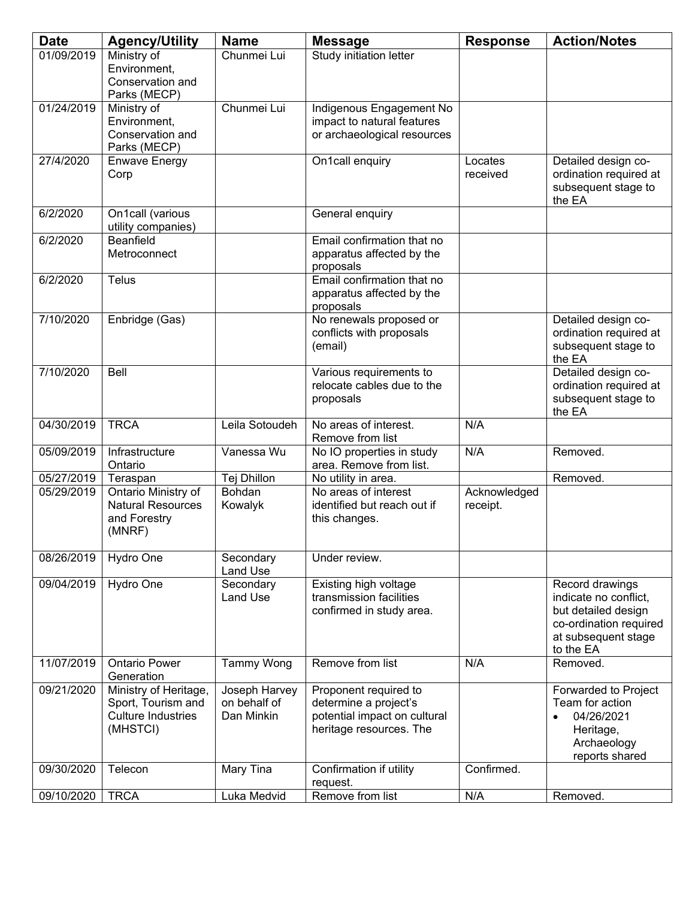| Date | Agency/Utility | Name | Message | Response | Action/Notes |
|---|---|---|---|---|---|
| 01/09/2019 | Ministry of Environment, Conservation and Parks (MECP) | Chunmei Lui | Study initiation letter | | |
| 01/24/2019 | Ministry of Environment, Conservation and Parks (MECP) | Chunmei Lui | Indigenous Engagement No impact to natural features or archaeological resources | | |
| 27/4/2020 | Enwave Energy Corp | | On1call enquiry | Locates received | Detailed design co-ordination required at subsequent stage to the EA |
| 6/2/2020 | On1call (various utility companies) | | General enquiry | | |
| 6/2/2020 | Beanfield Metroconnect | | Email confirmation that no apparatus affected by the proposals | | |
| 6/2/2020 | Telus | | Email confirmation that no apparatus affected by the proposals | | |
| 7/10/2020 | Enbridge (Gas) | | No renewals proposed or conflicts with proposals (email) | | Detailed design co-ordination required at subsequent stage to the EA |
| 7/10/2020 | Bell | | Various requirements to relocate cables due to the proposals | | Detailed design co-ordination required at subsequent stage to the EA |
| 04/30/2019 | TRCA | Leila Sotoudeh | No areas of interest. Remove from list | N/A | |
| 05/09/2019 | Infrastructure Ontario | Vanessa Wu | No IO properties in study area. Remove from list. | N/A | Removed. |
| 05/27/2019 | Teraspan | Tej Dhillon | No utility in area. | | Removed. |
| 05/29/2019 | Ontario Ministry of Natural Resources and Forestry (MNRF) | Bohdan Kowalyk | No areas of interest identified but reach out if this changes. | Acknowledged receipt. | |
| 08/26/2019 | Hydro One | Secondary Land Use | Under review. | | |
| 09/04/2019 | Hydro One | Secondary Land Use | Existing high voltage transmission facilities confirmed in study area. | | Record drawings indicate no conflict, but detailed design co-ordination required at subsequent stage to the EA |
| 11/07/2019 | Ontario Power Generation | Tammy Wong | Remove from list | N/A | Removed. |
| 09/21/2020 | Ministry of Heritage, Sport, Tourism and Culture Industries (MHSTCI) | Joseph Harvey on behalf of Dan Minkin | Proponent required to determine a project's potential impact on cultural heritage resources. The | | Forwarded to Project Team for action<br>• 04/26/2021 Heritage, Archaeology reports shared |
| 09/30/2020 | Telecon | Mary Tina | Confirmation if utility request. | Confirmed. | |
| 09/10/2020 | TRCA | Luka Medvid | Remove from list | N/A | Removed. |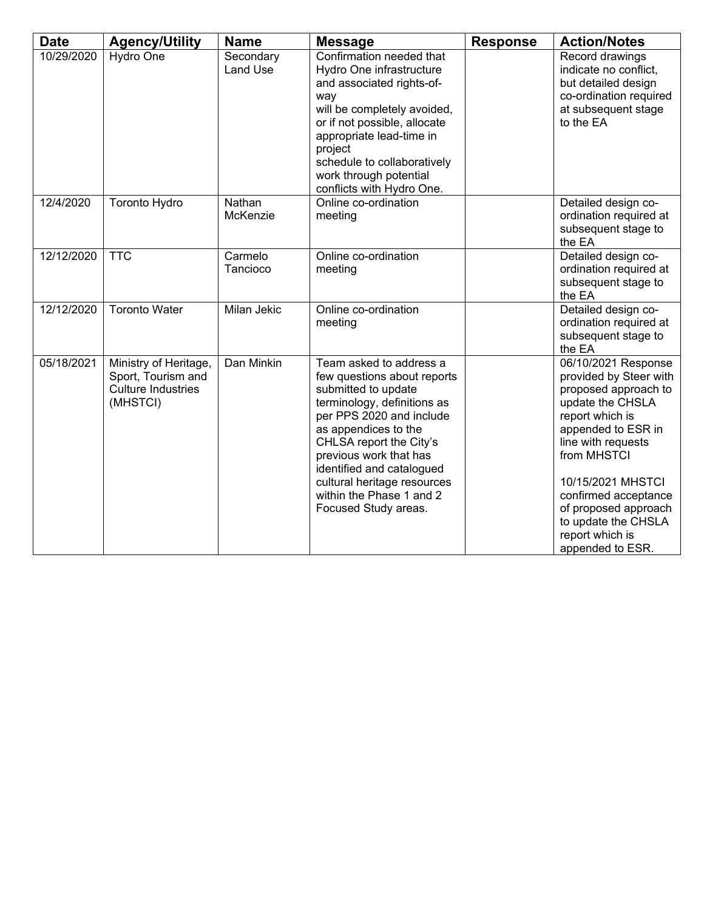| Date | Agency/Utility | Name | Message | Response | Action/Notes |
|---|---|---|---|---|---|
| 10/29/2020 | Hydro One | Secondary Land Use | Confirmation needed that Hydro One infrastructure and associated rights-of-way will be completely avoided, or if not possible, allocate appropriate lead-time in project schedule to collaboratively work through potential conflicts with Hydro One. | | Record drawings indicate no conflict, but detailed design co-ordination required at subsequent stage to the EA |
| 12/4/2020 | Toronto Hydro | Nathan McKenzie | Online co-ordination meeting | | Detailed design co-ordination required at subsequent stage to the EA |
| 12/12/2020 | TTC | Carmelo Tancioco | Online co-ordination meeting | | Detailed design co-ordination required at subsequent stage to the EA |
| 12/12/2020 | Toronto Water | Milan Jekic | Online co-ordination meeting | | Detailed design co-ordination required at subsequent stage to the EA |
| 05/18/2021 | Ministry of Heritage, Sport, Tourism and Culture Industries (MHSTCI) | Dan Minkin | Team asked to address a few questions about reports submitted to update terminology, definitions as per PPS 2020 and include as appendices to the CHLSA report the City's previous work that has identified and catalogued cultural heritage resources within the Phase 1 and 2 Focused Study areas. | | 06/10/2021 Response provided by Steer with proposed approach to update the CHSLA report which is appended to ESR in line with requests from MHSTCI<br><br>10/15/2021 MHSTCI confirmed acceptance of proposed approach to update the CHSLA report which is appended to ESR. |